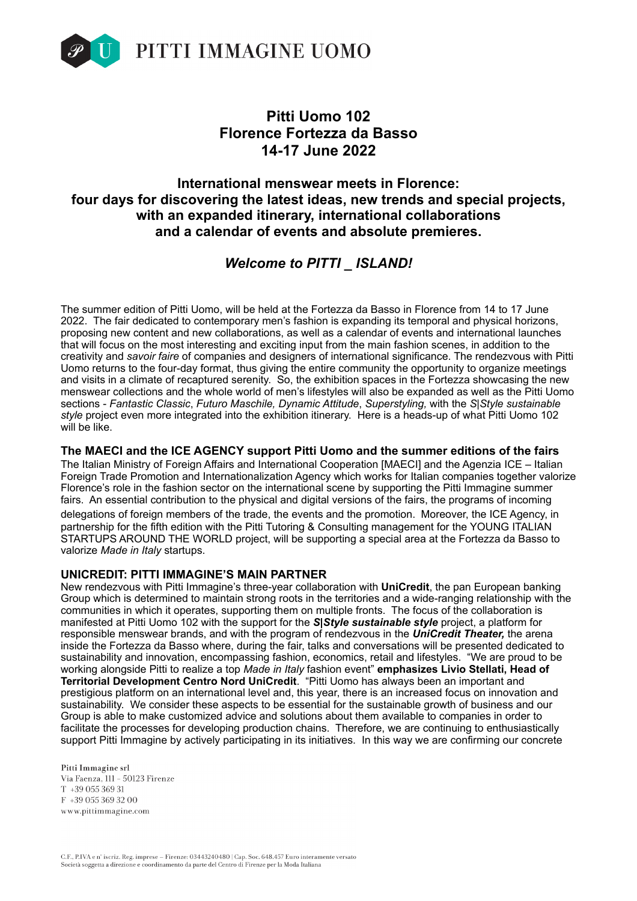# Pitti Uomo 102
# Florence Fortezza da Basso
# 14-17 June 2022

## International menswear meets in Florence: four days for discovering the latest ideas, new trends and special projects, with an expanded itinerary, international collaborations and a calendar of events and absolute premieres.

### *Welcome to PITTI _ ISLAND!*

The summer edition of Pitti Uomo, will be held at the Fortezza da Basso in Florence from 14 to 17 June 2022. The fair dedicated to contemporary men's fashion is expanding its temporal and physical horizons, proposing new content and new collaborations, as well as a calendar of events and international launches that will focus on the most interesting and exciting input from the main fashion scenes, in addition to the creativity and *savoir faire* of companies and designers of international significance. The rendezvous with Pitti Uomo returns to the four-day format, thus giving the entire community the opportunity to organize meetings and visits in a climate of recaptured serenity. So, the exhibition spaces in the Fortezza showcasing the new menswear collections and the whole world of men's lifestyles will also be expanded as well as the Pitti Uomo sections - *Fantastic Classic*, *Futuro Maschile, Dynamic Attitude*, *Superstyling,* with the *S|Style sustainable style* project even more integrated into the exhibition itinerary. Here is a heads-up of what Pitti Uomo 102 will be like.

**The MAECI and the ICE AGENCY support Pitti Uomo and the summer editions of the fairs**

The Italian Ministry of Foreign Affairs and International Cooperation [MAECI] and the Agenzia ICE – Italian Foreign Trade Promotion and Internationalization Agency which works for Italian companies together valorize Florence's role in the fashion sector on the international scene by supporting the Pitti Immagine summer fairs. An essential contribution to the physical and digital versions of the fairs, the programs of incoming delegations of foreign members of the trade, the events and the promotion. Moreover, the ICE Agency, in partnership for the fifth edition with the Pitti Tutoring & Consulting management for the YOUNG ITALIAN STARTUPS AROUND THE WORLD project, will be supporting a special area at the Fortezza da Basso to valorize *Made in Italy* startups.

**UNICREDIT: PITTI IMMAGINE'S MAIN PARTNER**

New rendezvous with Pitti Immagine's three-year collaboration with **UniCredit**, the pan European banking Group which is determined to maintain strong roots in the territories and a wide-ranging relationship with the communities in which it operates, supporting them on multiple fronts. The focus of the collaboration is manifested at Pitti Uomo 102 with the support for the ***S|Style sustainable style*** project, a platform for responsible menswear brands, and with the program of rendezvous in the ***UniCredit Theater,*** the arena inside the Fortezza da Basso where, during the fair, talks and conversations will be presented dedicated to sustainability and innovation, encompassing fashion, economics, retail and lifestyles. "We are proud to be working alongside Pitti to realize a top *Made in Italy* fashion event" **emphasizes Livio Stellati, Head of Territorial Development Centro Nord UniCredit**. "Pitti Uomo has always been an important and prestigious platform on an international level and, this year, there is an increased focus on innovation and sustainability. We consider these aspects to be essential for the sustainable growth of business and our Group is able to make customized advice and solutions about them available to companies in order to facilitate the processes for developing production chains. Therefore, we are continuing to enthusiastically support Pitti Immagine by actively participating in its initiatives. In this way we are confirming our concrete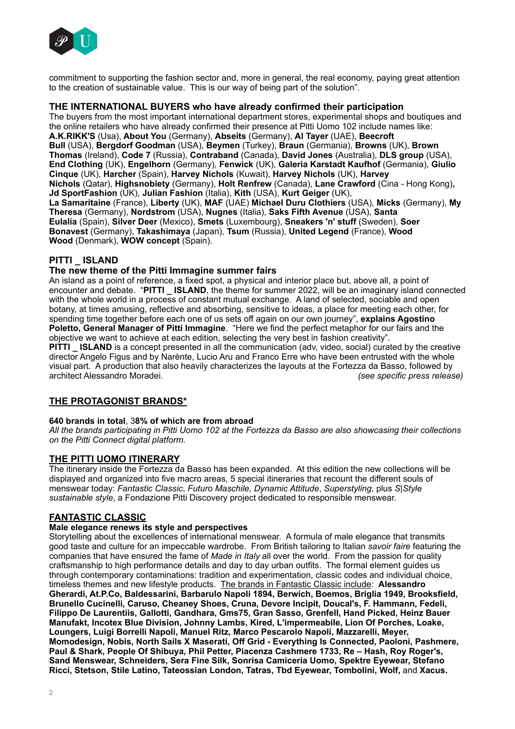commitment to supporting the fashion sector and, more in general, the real economy, paying great attention to the creation of sustainable value. This is our way of being part of the solution".

## THE INTERNATIONAL BUYERS who have already confirmed their participation

The buyers from the most important international department stores, experimental shops and boutiques and the online retailers who have already confirmed their presence at Pitti Uomo 102 include names like: **A.K.RIKK'S** (Usa), **About You** (Germany), **Abseits** (Germany), **Al Tayer** (UAE), **Beecroft Bull** (USA), **Bergdorf Goodman** (USA), **Beymen** (Turkey), **Braun** (Germania), **Browns** (UK), **Brown Thomas** (Ireland), **Code 7** (Russia), **Contraband** (Canada), **David Jones** (Australia), **DLS group** (USA), **End Clothing** (UK), **Engelhorn** (Germany), **Fenwick** (UK), **Galeria Karstadt Kaufhof** (Germania), **Giulio Cinque** (UK), **Harcher** (Spain), **Harvey Nichols** (Kuwait), **Harvey Nichols** (UK), **Harvey Nichols** (Qatar), **Highsnobiety** (Germany), **Holt Renfrew** (Canada), **Lane Crawford** (Cina - Hong Kong)**,** **Jd SportFashion** (UK), **Julian Fashion** (Italia), **Kith** (USA), **Kurt Geiger** (UK), **La Samaritaine** (France), **Liberty** (UK), **MAF** (UAE) **Michael Duru Clothiers** (USA), **Micks** (Germany), **My Theresa** (Germany), **Nordstrom** (USA), **Nugnes** (Italia), **Saks Fifth Avenue** (USA), **Santa Eulalia** (Spain), **Silver Deer** (Mexico), **Smets** (Luxembourg), **Sneakers 'n' stuff** (Sweden), **Soer Bonavest** (Germany), **Takashimaya** (Japan), **Tsum** (Russia), **United Legend** (France), **Wood Wood** (Denmark), **WOW concept** (Spain).

## PITTI _ ISLAND

### The new theme of the Pitti Immagine summer fairs

An island as a point of reference, a fixed spot, a physical and interior place but, above all, a point of encounter and debate. "**PITTI _ ISLAND**, the theme for summer 2022, will be an imaginary island connected with the whole world in a process of constant mutual exchange. A land of selected, sociable and open botany, at times amusing, reflective and absorbing, sensitive to ideas, a place for meeting each other, for spending time together before each one of us sets off again on our own journey", **explains Agostino Poletto, General Manager of Pitti Immagine**. "Here we find the perfect metaphor for our fairs and the objective we want to achieve at each edition, selecting the very best in fashion creativity".

**PITTI _ ISLAND** is a concept presented in all the communication (adv, video, social) curated by the creative director Angelo Figus and by Narènte, Lucio Aru and Franco Erre who have been entrusted with the whole visual part. A production that also heavily characterizes the layouts at the Fortezza da Basso, followed by architect Alessandro Moradei. *(see specific press release)*

## THE PROTAGONIST BRANDS*

**640 brands in total**, 3**8% of which are from abroad**

*All the brands participating in Pitti Uomo 102 at the Fortezza da Basso are also showcasing their collections on the Pitti Connect digital platform.*

## THE PITTI UOMO ITINERARY

The itinerary inside the Fortezza da Basso has been expanded. At this edition the new collections will be displayed and organized into five macro areas, 5 special itineraries that recount the different souls of menswear today: *Fantastic Classic*, *Futuro Maschile, Dynamic Attitude*, *Superstyling*, plus *S|Style sustainable style*, a Fondazione Pitti Discovery project dedicated to responsible menswear.

## FANTASTIC CLASSIC

### Male elegance renews its style and perspectives

Storytelling about the excellences of international menswear. A formula of male elegance that transmits good taste and culture for an impeccable wardrobe. From British tailoring to Italian *savoir faire* featuring the companies that have ensured the fame of *Made in Italy* all over the world. From the passion for quality craftsmanship to high performance details and day to day urban outfits. The formal element guides us through contemporary contaminations: tradition and experimentation, classic codes and individual choice, timeless themes and new lifestyle products. The brands in Fantastic Classic include: **Alessandro Gherardi, At.P.Co, Baldessarini, Barbarulo Napoli 1894, Berwich, Boemos, Briglia 1949, Brooksfield, Brunello Cucinelli, Caruso, Cheaney Shoes, Cruna, Devore Incipit, Doucal's, F. Hammann, Fedeli, Filippo De Laurentiis, Gallotti, Gandhara, Gms75, Gran Sasso, Grenfell, Hand Picked, Heinz Bauer Manufakt, Incotex Blue Division, Johnny Lambs, Kired, L'impermeabile, Lion Of Porches, Loake, Loungers, Luigi Borrelli Napoli, Manuel Ritz, Marco Pescarolo Napoli, Mazzarelli, Meyer, Momodesign, Nobis, North Sails X Maserati, Off Grid - Everything Is Connected, Paoloni, Pashmere, Paul & Shark, People Of Shibuya, Phil Petter, Piacenza Cashmere 1733, Re – Hash, Roy Roger's, Sand Menswear, Schneiders, Sera Fine Silk, Sonrisa Camiceria Uomo, Spektre Eyewear, Stefano Ricci, Stetson, Stile Latino, Tateossian London, Tatras, Tbd Eyewear, Tombolini, Wolf,** and **Xacus.**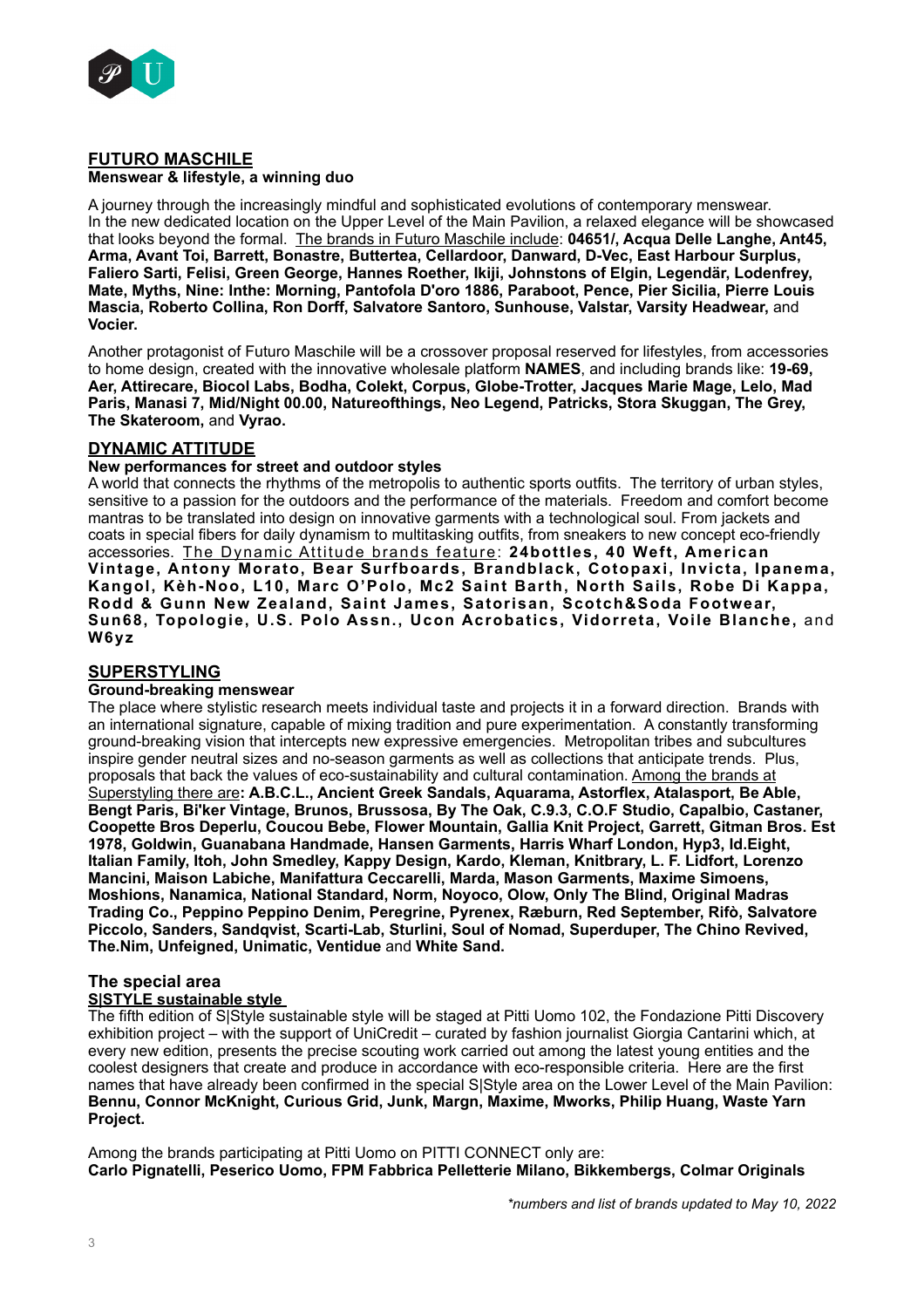## FUTURO MASCHILE

**Menswear & lifestyle, a winning duo**

A journey through the increasingly mindful and sophisticated evolutions of contemporary menswear. In the new dedicated location on the Upper Level of the Main Pavilion, a relaxed elegance will be showcased that looks beyond the formal. The brands in Futuro Maschile include: **04651/, Acqua Delle Langhe, Ant45, Arma, Avant Toi, Barrett, Bonastre, Buttertea, Cellardoor, Danward, D-Vec, East Harbour Surplus, Faliero Sarti, Felisi, Green George, Hannes Roether, Ikiji, Johnstons of Elgin, Legendär, Lodenfrey, Mate, Myths, Nine: Inthe: Morning, Pantofola D'oro 1886, Paraboot, Pence, Pier Sicilia, Pierre Louis Mascia, Roberto Collina, Ron Dorff, Salvatore Santoro, Sunhouse, Valstar, Varsity Headwear,** and **Vocier.**

Another protagonist of Futuro Maschile will be a crossover proposal reserved for lifestyles, from accessories to home design, created with the innovative wholesale platform **NAMES**, and including brands like: **19-69, Aer, Attirecare, Biocol Labs, Bodha, Colekt, Corpus, Globe-Trotter, Jacques Marie Mage, Lelo, Mad Paris, Manasi 7, Mid/Night 00.00, Natureofthings, Neo Legend, Patricks, Stora Skuggan, The Grey, The Skateroom,** and **Vyrao.**

## DYNAMIC ATTITUDE

**New performances for street and outdoor styles**

A world that connects the rhythms of the metropolis to authentic sports outfits. The territory of urban styles, sensitive to a passion for the outdoors and the performance of the materials. Freedom and comfort become mantras to be translated into design on innovative garments with a technological soul. From jackets and coats in special fibers for daily dynamism to multitasking outfits, from sneakers to new concept eco-friendly accessories. The Dynamic Attitude brands feature: **24bottles, 40 Weft, American Vintage, Antony Morato, Bear Surfboards, Brandblack, Cotopaxi, Invicta, Ipanema, Kangol, Kèh-Noo, L10, Marc O'Polo, Mc2 Saint Barth, North Sails, Robe Di Kappa, Rodd & Gunn New Zealand, Saint James, Satorisan, Scotch&Soda Footwear, Sun68, Topologie, U.S. Polo Assn., Ucon Acrobatics, Vidorreta, Voile Blanche,** and **W6yz**

## SUPERSTYLING

**Ground-breaking menswear**

The place where stylistic research meets individual taste and projects it in a forward direction. Brands with an international signature, capable of mixing tradition and pure experimentation. A constantly transforming ground-breaking vision that intercepts new expressive emergencies. Metropolitan tribes and subcultures inspire gender neutral sizes and no-season garments as well as collections that anticipate trends. Plus, proposals that back the values of eco-sustainability and cultural contamination. Among the brands at Superstyling there are**: A.B.C.L., Ancient Greek Sandals, Aquarama, Astorflex, Atalasport, Be Able, Bengt Paris, Bi'ker Vintage, Brunos, Brussosa, By The Oak, C.9.3, C.O.F Studio, Capalbio, Castaner, Coopette Bros Deperlu, Coucou Bebe, Flower Mountain, Gallia Knit Project, Garrett, Gitman Bros. Est 1978, Goldwin, Guanabana Handmade, Hansen Garments, Harris Wharf London, Hyp3, Id.Eight, Italian Family, Itoh, John Smedley, Kappy Design, Kardo, Kleman, Knitbrary, L. F. Lidfort, Lorenzo Mancini, Maison Labiche, Manifattura Ceccarelli, Marda, Mason Garments, Maxime Simoens, Moshions, Nanamica, National Standard, Norm, Noyoco, Olow, Only The Blind, Original Madras Trading Co., Peppino Peppino Denim, Peregrine, Pyrenex, Ræburn, Red September, Rifò, Salvatore Piccolo, Sanders, Sandqvist, Scarti-Lab, Sturlini, Soul of Nomad, Superduper, The Chino Revived, The.Nim, Unfeigned, Unimatic, Ventidue** and **White Sand.**

## The special area

### S|STYLE sustainable style

The fifth edition of S|Style sustainable style will be staged at Pitti Uomo 102, the Fondazione Pitti Discovery exhibition project – with the support of UniCredit – curated by fashion journalist Giorgia Cantarini which, at every new edition, presents the precise scouting work carried out among the latest young entities and the coolest designers that create and produce in accordance with eco-responsible criteria. Here are the first names that have already been confirmed in the special S|Style area on the Lower Level of the Main Pavilion: **Bennu, Connor McKnight, Curious Grid, Junk, Margn, Maxime, Mworks, Philip Huang, Waste Yarn Project.**

Among the brands participating at Pitti Uomo on PITTI CONNECT only are:
**Carlo Pignatelli, Peserico Uomo, FPM Fabbrica Pelletterie Milano, Bikkembergs, Colmar Originals**

*\*numbers and list of brands updated to May 10, 2022*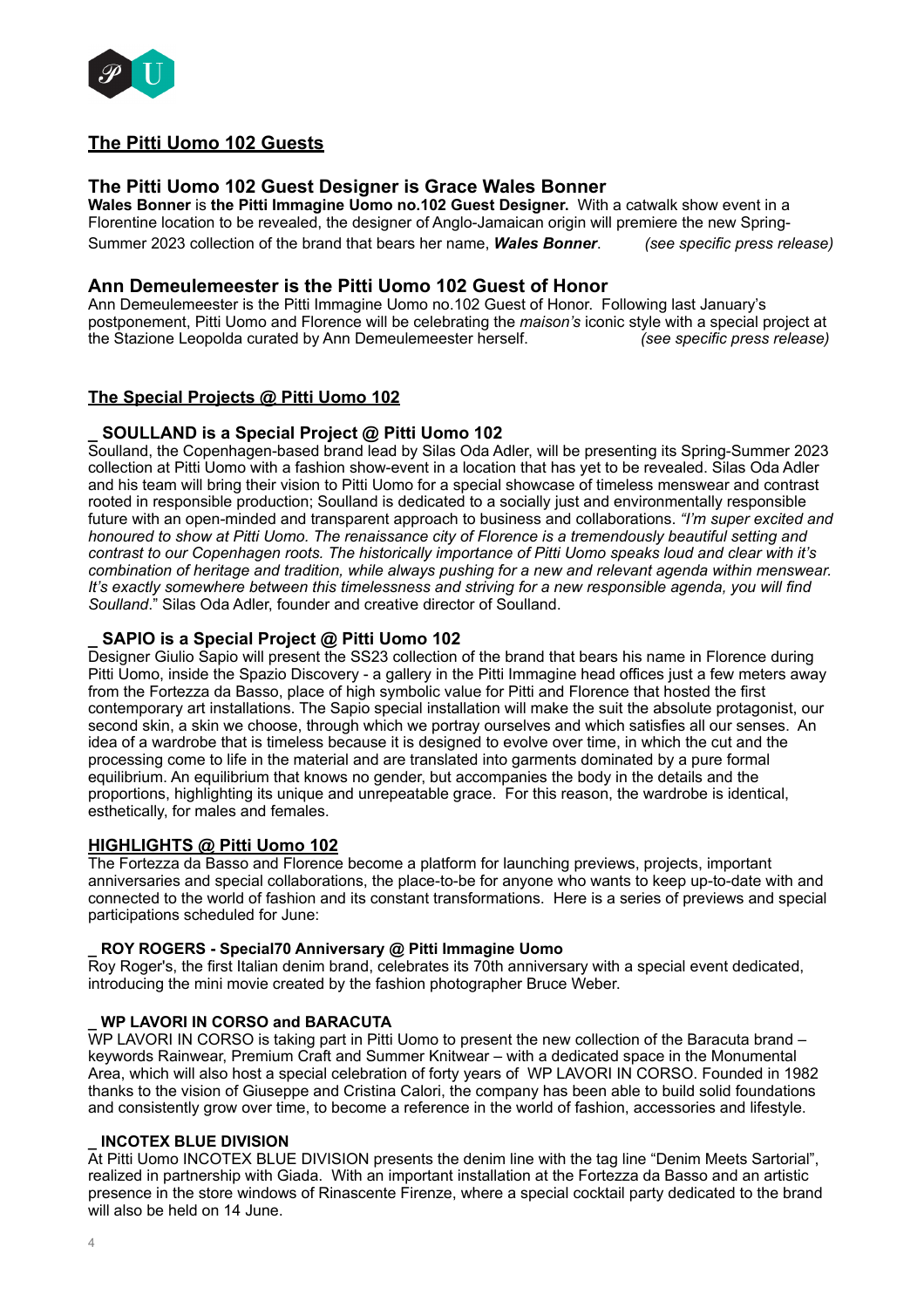## The Pitti Uomo 102 Guests

### The Pitti Uomo 102 Guest Designer is Grace Wales Bonner

**Wales Bonner** is **the Pitti Immagine Uomo no.102 Guest Designer.** With a catwalk show event in a Florentine location to be revealed, the designer of Anglo-Jamaican origin will premiere the new Spring-Summer 2023 collection of the brand that bears her name, ***Wales Bonner***. *(see specific press release)*

### Ann Demeulemeester is the Pitti Uomo 102 Guest of Honor

Ann Demeulemeester is the Pitti Immagine Uomo no.102 Guest of Honor. Following last January's postponement, Pitti Uomo and Florence will be celebrating the *maison's* iconic style with a special project at the Stazione Leopolda curated by Ann Demeulemeester herself. *(see specific press release)*

## The Special Projects @ Pitti Uomo 102

### _ SOULLAND is a Special Project @ Pitti Uomo 102

Soulland, the Copenhagen-based brand lead by Silas Oda Adler, will be presenting its Spring-Summer 2023 collection at Pitti Uomo with a fashion show-event in a location that has yet to be revealed. Silas Oda Adler and his team will bring their vision to Pitti Uomo for a special showcase of timeless menswear and contrast rooted in responsible production; Soulland is dedicated to a socially just and environmentally responsible future with an open-minded and transparent approach to business and collaborations. *"I'm super excited and honoured to show at Pitti Uomo. The renaissance city of Florence is a tremendously beautiful setting and contrast to our Copenhagen roots. The historically importance of Pitti Uomo speaks loud and clear with it's combination of heritage and tradition, while always pushing for a new and relevant agenda within menswear. It's exactly somewhere between this timelessness and striving for a new responsible agenda, you will find Soulland*." Silas Oda Adler, founder and creative director of Soulland.

### _ SAPIO is a Special Project @ Pitti Uomo 102

Designer Giulio Sapio will present the SS23 collection of the brand that bears his name in Florence during Pitti Uomo, inside the Spazio Discovery - a gallery in the Pitti Immagine head offices just a few meters away from the Fortezza da Basso, place of high symbolic value for Pitti and Florence that hosted the first contemporary art installations. The Sapio special installation will make the suit the absolute protagonist, our second skin, a skin we choose, through which we portray ourselves and which satisfies all our senses. An idea of a wardrobe that is timeless because it is designed to evolve over time, in which the cut and the processing come to life in the material and are translated into garments dominated by a pure formal equilibrium. An equilibrium that knows no gender, but accompanies the body in the details and the proportions, highlighting its unique and unrepeatable grace. For this reason, the wardrobe is identical, esthetically, for males and females.

## HIGHLIGHTS @ Pitti Uomo 102

The Fortezza da Basso and Florence become a platform for launching previews, projects, important anniversaries and special collaborations, the place-to-be for anyone who wants to keep up-to-date with and connected to the world of fashion and its constant transformations. Here is a series of previews and special participations scheduled for June:

#### _ ROY ROGERS - Special70 Anniversary @ Pitti Immagine Uomo

Roy Roger's, the first Italian denim brand, celebrates its 70th anniversary with a special event dedicated, introducing the mini movie created by the fashion photographer Bruce Weber.

#### _ WP LAVORI IN CORSO and BARACUTA

WP LAVORI IN CORSO is taking part in Pitti Uomo to present the new collection of the Baracuta brand – keywords Rainwear, Premium Craft and Summer Knitwear – with a dedicated space in the Monumental Area, which will also host a special celebration of forty years of WP LAVORI IN CORSO. Founded in 1982 thanks to the vision of Giuseppe and Cristina Calori, the company has been able to build solid foundations and consistently grow over time, to become a reference in the world of fashion, accessories and lifestyle.

#### _ INCOTEX BLUE DIVISION

At Pitti Uomo INCOTEX BLUE DIVISION presents the denim line with the tag line "Denim Meets Sartorial", realized in partnership with Giada. With an important installation at the Fortezza da Basso and an artistic presence in the store windows of Rinascente Firenze, where a special cocktail party dedicated to the brand will also be held on 14 June.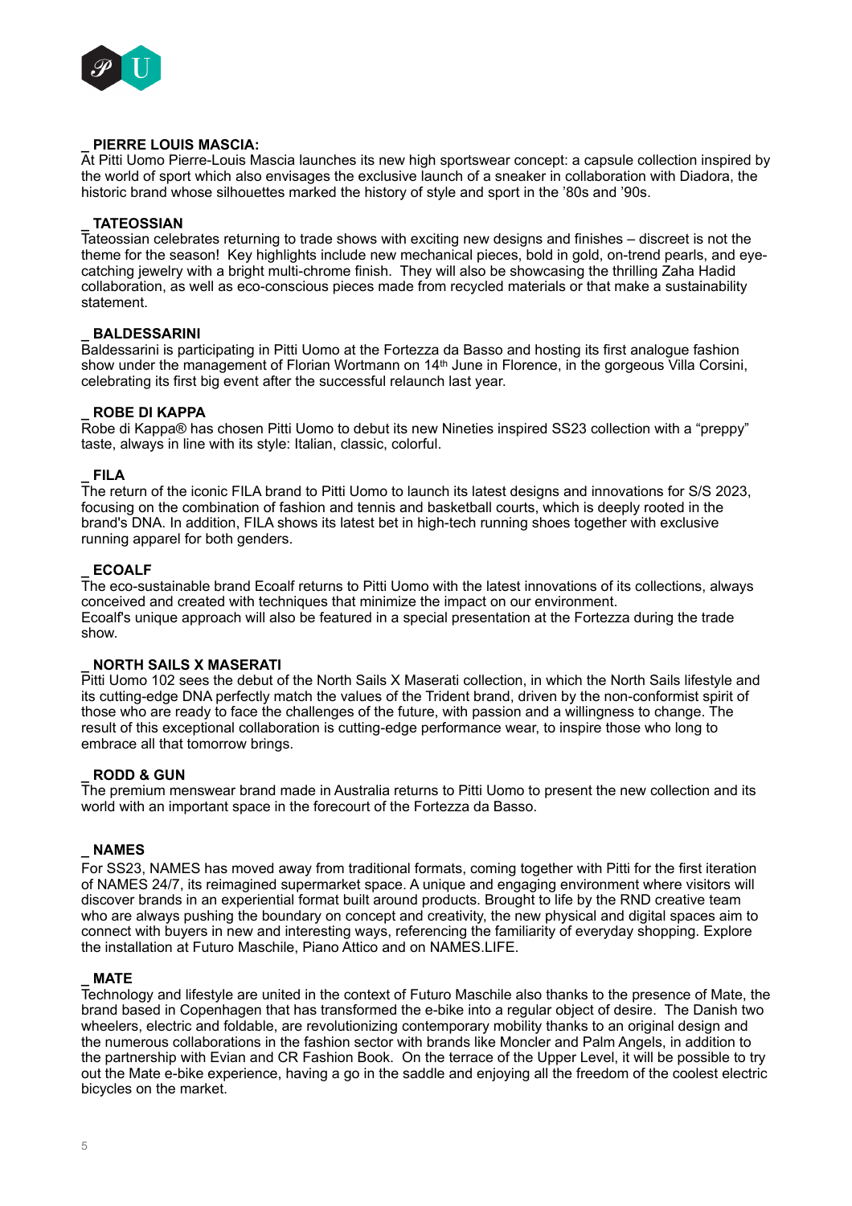## _ PIERRE LOUIS MASCIA:

At Pitti Uomo Pierre-Louis Mascia launches its new high sportswear concept: a capsule collection inspired by the world of sport which also envisages the exclusive launch of a sneaker in collaboration with Diadora, the historic brand whose silhouettes marked the history of style and sport in the '80s and '90s.

## _ TATEOSSIAN

Tateossian celebrates returning to trade shows with exciting new designs and finishes – discreet is not the theme for the season! Key highlights include new mechanical pieces, bold in gold, on-trend pearls, and eye-catching jewelry with a bright multi-chrome finish. They will also be showcasing the thrilling Zaha Hadid collaboration, as well as eco-conscious pieces made from recycled materials or that make a sustainability statement.

## _ BALDESSARINI

Baldessarini is participating in Pitti Uomo at the Fortezza da Basso and hosting its first analogue fashion show under the management of Florian Wortmann on 14th June in Florence, in the gorgeous Villa Corsini, celebrating its first big event after the successful relaunch last year.

## _ ROBE DI KAPPA

Robe di Kappa® has chosen Pitti Uomo to debut its new Nineties inspired SS23 collection with a "preppy" taste, always in line with its style: Italian, classic, colorful.

## _ FILA

The return of the iconic FILA brand to Pitti Uomo to launch its latest designs and innovations for S/S 2023, focusing on the combination of fashion and tennis and basketball courts, which is deeply rooted in the brand's DNA. In addition, FILA shows its latest bet in high-tech running shoes together with exclusive running apparel for both genders.

## _ ECOALF

The eco-sustainable brand Ecoalf returns to Pitti Uomo with the latest innovations of its collections, always conceived and created with techniques that minimize the impact on our environment.
Ecoalf's unique approach will also be featured in a special presentation at the Fortezza during the trade show.

## _ NORTH SAILS X MASERATI

Pitti Uomo 102 sees the debut of the North Sails X Maserati collection, in which the North Sails lifestyle and its cutting-edge DNA perfectly match the values of the Trident brand, driven by the non-conformist spirit of those who are ready to face the challenges of the future, with passion and a willingness to change. The result of this exceptional collaboration is cutting-edge performance wear, to inspire those who long to embrace all that tomorrow brings.

## _ RODD & GUN

The premium menswear brand made in Australia returns to Pitti Uomo to present the new collection and its world with an important space in the forecourt of the Fortezza da Basso.

## _ NAMES

For SS23, NAMES has moved away from traditional formats, coming together with Pitti for the first iteration of NAMES 24/7, its reimagined supermarket space. A unique and engaging environment where visitors will discover brands in an experiential format built around products. Brought to life by the RND creative team who are always pushing the boundary on concept and creativity, the new physical and digital spaces aim to connect with buyers in new and interesting ways, referencing the familiarity of everyday shopping. Explore the installation at Futuro Maschile, Piano Attico and on NAMES.LIFE.

## _ MATE

Technology and lifestyle are united in the context of Futuro Maschile also thanks to the presence of Mate, the brand based in Copenhagen that has transformed the e-bike into a regular object of desire. The Danish two wheelers, electric and foldable, are revolutionizing contemporary mobility thanks to an original design and the numerous collaborations in the fashion sector with brands like Moncler and Palm Angels, in addition to the partnership with Evian and CR Fashion Book. On the terrace of the Upper Level, it will be possible to try out the Mate e-bike experience, having a go in the saddle and enjoying all the freedom of the coolest electric bicycles on the market.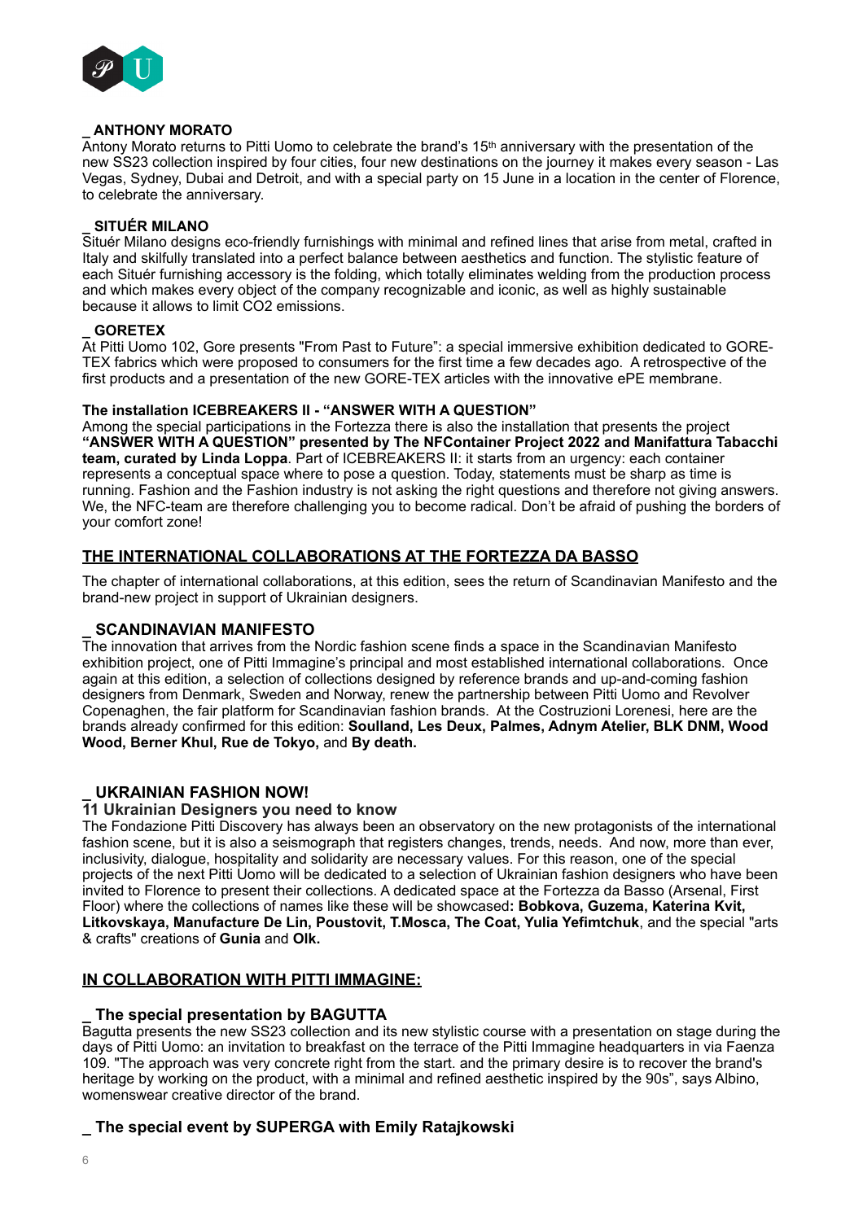**_ ANTHONY MORATO**

Antony Morato returns to Pitti Uomo to celebrate the brand's 15th anniversary with the presentation of the new SS23 collection inspired by four cities, four new destinations on the journey it makes every season - Las Vegas, Sydney, Dubai and Detroit, and with a special party on 15 June in a location in the center of Florence, to celebrate the anniversary.

**_ SITUÉR MILANO**

Situér Milano designs eco-friendly furnishings with minimal and refined lines that arise from metal, crafted in Italy and skilfully translated into a perfect balance between aesthetics and function. The stylistic feature of each Situér furnishing accessory is the folding, which totally eliminates welding from the production process and which makes every object of the company recognizable and iconic, as well as highly sustainable because it allows to limit CO2 emissions.

**_ GORETEX**

At Pitti Uomo 102, Gore presents "From Past to Future": a special immersive exhibition dedicated to GORE-TEX fabrics which were proposed to consumers for the first time a few decades ago. A retrospective of the first products and a presentation of the new GORE-TEX articles with the innovative ePE membrane.

**The installation ICEBREAKERS II - "ANSWER WITH A QUESTION"**

Among the special participations in the Fortezza there is also the installation that presents the project **"ANSWER WITH A QUESTION" presented by The NFContainer Project 2022 and Manifattura Tabacchi team, curated by Linda Loppa**. Part of ICEBREAKERS II: it starts from an urgency: each container represents a conceptual space where to pose a question. Today, statements must be sharp as time is running. Fashion and the Fashion industry is not asking the right questions and therefore not giving answers. We, the NFC-team are therefore challenging you to become radical. Don't be afraid of pushing the borders of your comfort zone!

## THE INTERNATIONAL COLLABORATIONS AT THE FORTEZZA DA BASSO

The chapter of international collaborations, at this edition, sees the return of Scandinavian Manifesto and the brand-new project in support of Ukrainian designers.

### _ SCANDINAVIAN MANIFESTO

The innovation that arrives from the Nordic fashion scene finds a space in the Scandinavian Manifesto exhibition project, one of Pitti Immagine's principal and most established international collaborations. Once again at this edition, a selection of collections designed by reference brands and up-and-coming fashion designers from Denmark, Sweden and Norway, renew the partnership between Pitti Uomo and Revolver Copenaghen, the fair platform for Scandinavian fashion brands. At the Costruzioni Lorenesi, here are the brands already confirmed for this edition: **Soulland, Les Deux, Palmes, Adnym Atelier, BLK DNM, Wood Wood, Berner Khul, Rue de Tokyo,** and **By death.**

### _ UKRAINIAN FASHION NOW!

**11 Ukrainian Designers you need to know**

The Fondazione Pitti Discovery has always been an observatory on the new protagonists of the international fashion scene, but it is also a seismograph that registers changes, trends, needs. And now, more than ever, inclusivity, dialogue, hospitality and solidarity are necessary values. For this reason, one of the special projects of the next Pitti Uomo will be dedicated to a selection of Ukrainian fashion designers who have been invited to Florence to present their collections. A dedicated space at the Fortezza da Basso (Arsenal, First Floor) where the collections of names like these will be showcased**: Bobkova, Guzema, Katerina Kvit, Litkovskaya, Manufacture De Lin, Poustovit, T.Mosca, The Coat, Yulia Yefimtchuk**, and the special "arts & crafts" creations of **Gunia** and **Olk.**

## IN COLLABORATION WITH PITTI IMMAGINE:

### _ The special presentation by BAGUTTA

Bagutta presents the new SS23 collection and its new stylistic course with a presentation on stage during the days of Pitti Uomo: an invitation to breakfast on the terrace of the Pitti Immagine headquarters in via Faenza 109. "The approach was very concrete right from the start. and the primary desire is to recover the brand's heritage by working on the product, with a minimal and refined aesthetic inspired by the 90s", says Albino, womenswear creative director of the brand.

### _ The special event by SUPERGA with Emily Ratajkowski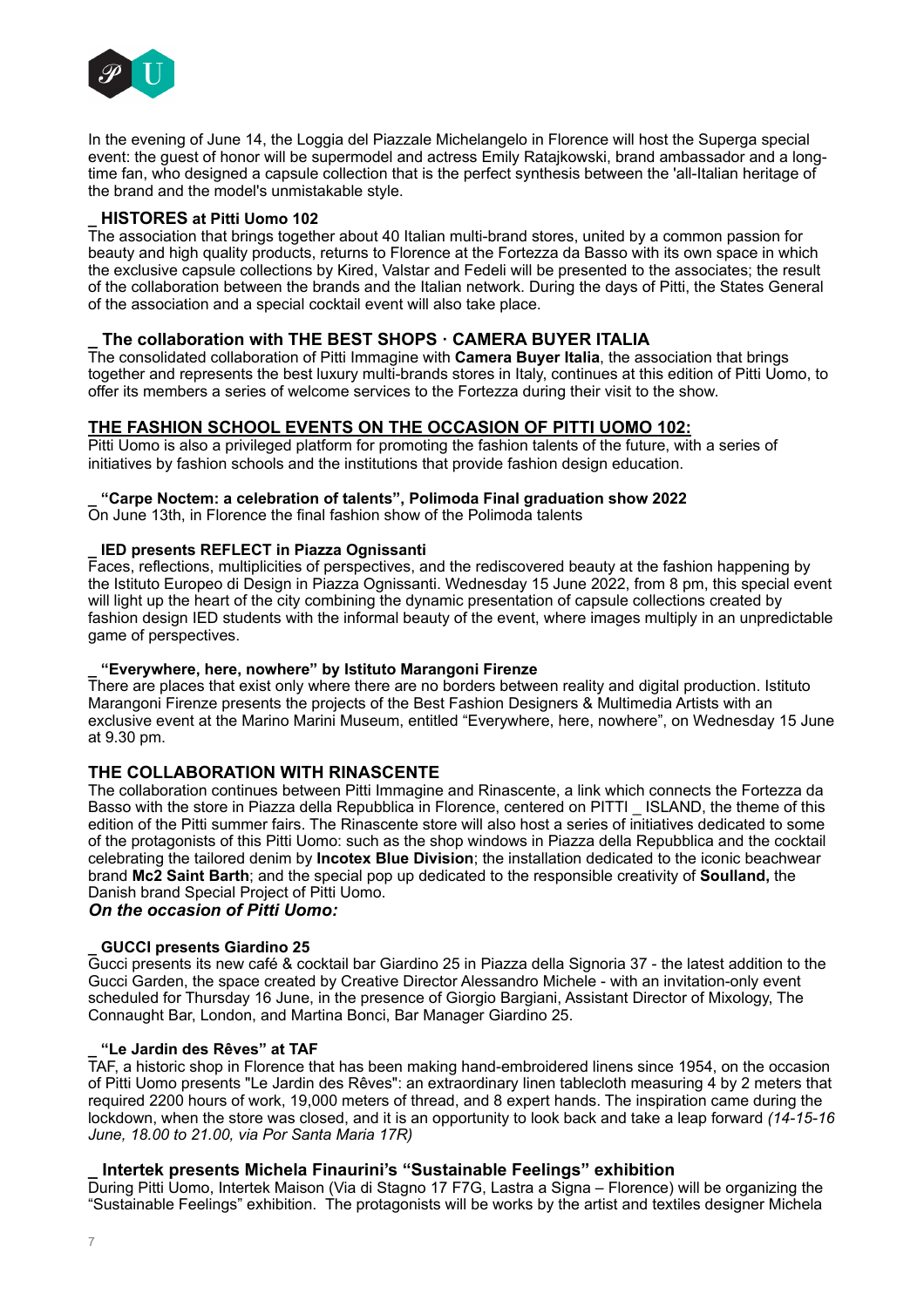In the evening of June 14, the Loggia del Piazzale Michelangelo in Florence will host the Superga special event: the guest of honor will be supermodel and actress Emily Ratajkowski, brand ambassador and a long-time fan, who designed a capsule collection that is the perfect synthesis between the 'all-Italian heritage of the brand and the model's unmistakable style.

### _ HISTORES at Pitti Uomo 102

The association that brings together about 40 Italian multi-brand stores, united by a common passion for beauty and high quality products, returns to Florence at the Fortezza da Basso with its own space in which the exclusive capsule collections by Kired, Valstar and Fedeli will be presented to the associates; the result of the collaboration between the brands and the Italian network. During the days of Pitti, the States General of the association and a special cocktail event will also take place.

### _ The collaboration with THE BEST SHOPS · CAMERA BUYER ITALIA

The consolidated collaboration of Pitti Immagine with **Camera Buyer Italia**, the association that brings together and represents the best luxury multi-brands stores in Italy, continues at this edition of Pitti Uomo, to offer its members a series of welcome services to the Fortezza during their visit to the show.

## THE FASHION SCHOOL EVENTS ON THE OCCASION OF PITTI UOMO 102:

Pitti Uomo is also a privileged platform for promoting the fashion talents of the future, with a series of initiatives by fashion schools and the institutions that provide fashion design education.

### _ "Carpe Noctem: a celebration of talents", Polimoda Final graduation show 2022

On June 13th, in Florence the final fashion show of the Polimoda talents

### _ IED presents REFLECT in Piazza Ognissanti

Faces, reflections, multiplicities of perspectives, and the rediscovered beauty at the fashion happening by the Istituto Europeo di Design in Piazza Ognissanti. Wednesday 15 June 2022, from 8 pm, this special event will light up the heart of the city combining the dynamic presentation of capsule collections created by fashion design IED students with the informal beauty of the event, where images multiply in an unpredictable game of perspectives.

### _ "Everywhere, here, nowhere" by Istituto Marangoni Firenze

There are places that exist only where there are no borders between reality and digital production. Istituto Marangoni Firenze presents the projects of the Best Fashion Designers & Multimedia Artists with an exclusive event at the Marino Marini Museum, entitled "Everywhere, here, nowhere", on Wednesday 15 June at 9.30 pm.

## THE COLLABORATION WITH RINASCENTE

The collaboration continues between Pitti Immagine and Rinascente, a link which connects the Fortezza da Basso with the store in Piazza della Repubblica in Florence, centered on PITTI _ ISLAND, the theme of this edition of the Pitti summer fairs. The Rinascente store will also host a series of initiatives dedicated to some of the protagonists of this Pitti Uomo: such as the shop windows in Piazza della Repubblica and the cocktail celebrating the tailored denim by **Incotex Blue Division**; the installation dedicated to the iconic beachwear brand **Mc2 Saint Barth**; and the special pop up dedicated to the responsible creativity of **Soulland,** the Danish brand Special Project of Pitti Uomo.

***On the occasion of Pitti Uomo:***

### _ GUCCI presents Giardino 25

Gucci presents its new café & cocktail bar Giardino 25 in Piazza della Signoria 37 - the latest addition to the Gucci Garden, the space created by Creative Director Alessandro Michele - with an invitation-only event scheduled for Thursday 16 June, in the presence of Giorgio Bargiani, Assistant Director of Mixology, The Connaught Bar, London, and Martina Bonci, Bar Manager Giardino 25.

### _ "Le Jardin des Rêves" at TAF

TAF, a historic shop in Florence that has been making hand-embroidered linens since 1954, on the occasion of Pitti Uomo presents "Le Jardin des Rêves": an extraordinary linen tablecloth measuring 4 by 2 meters that required 2200 hours of work, 19,000 meters of thread, and 8 expert hands. The inspiration came during the lockdown, when the store was closed, and it is an opportunity to look back and take a leap forward *(14-15-16 June, 18.00 to 21.00, via Por Santa Maria 17R)*

### _ Intertek presents Michela Finaurini's "Sustainable Feelings" exhibition

During Pitti Uomo, Intertek Maison (Via di Stagno 17 F7G, Lastra a Signa – Florence) will be organizing the "Sustainable Feelings" exhibition. The protagonists will be works by the artist and textiles designer Michela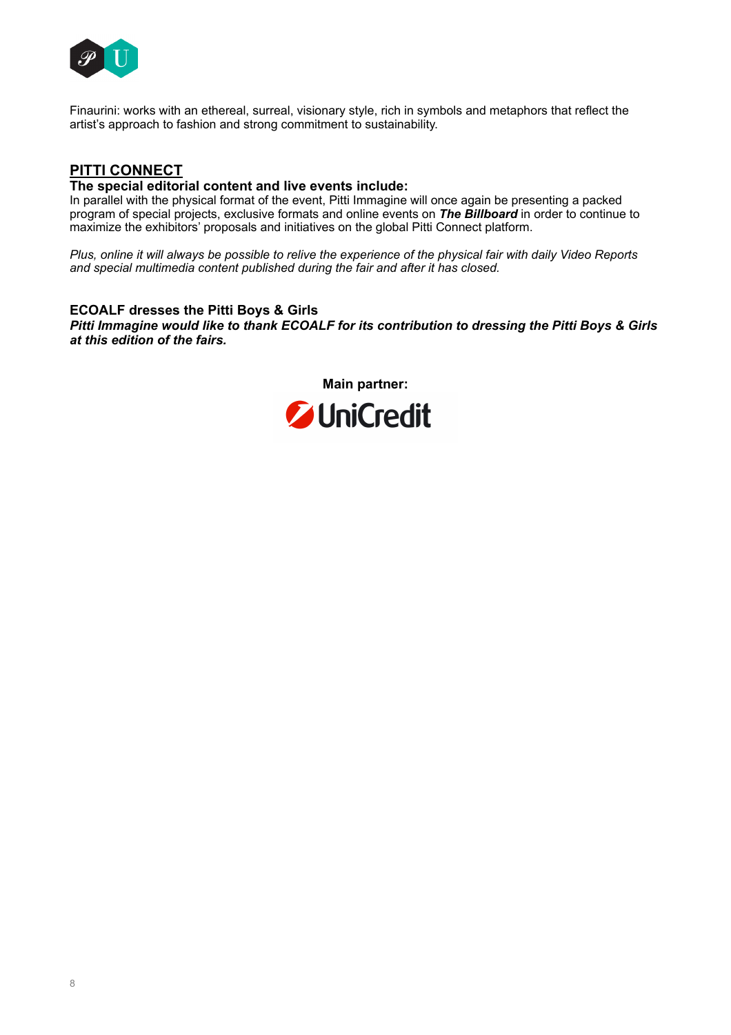Finaurini: works with an ethereal, surreal, visionary style, rich in symbols and metaphors that reflect the artist's approach to fashion and strong commitment to sustainability.

## PITTI CONNECT

**The special editorial content and live events include:**
In parallel with the physical format of the event, Pitti Immagine will once again be presenting a packed program of special projects, exclusive formats and online events on ***The Billboard*** in order to continue to maximize the exhibitors' proposals and initiatives on the global Pitti Connect platform.

*Plus, online it will always be possible to relive the experience of the physical fair with daily Video Reports and special multimedia content published during the fair and after it has closed.*

**ECOALF dresses the Pitti Boys & Girls**
***Pitti Immagine would like to thank ECOALF for its contribution to dressing the Pitti Boys & Girls at this edition of the fairs.***

**Main partner:**

UniCredit